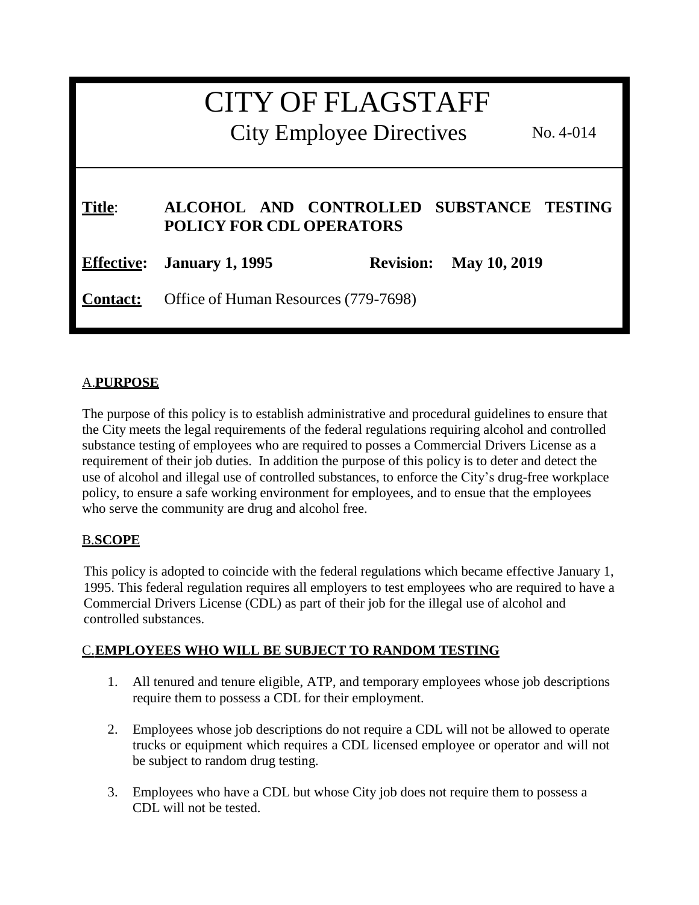# CITY OF FLAGSTAFF

## City Employee Directives

No. 4-014

**Title**: **ALCOHOL AND CONTROLLED SUBSTANCE TESTING POLICY FOR CDL OPERATORS**

**Effective: January 1, 1995** **Revision: May 10, 2019**

**Contact:** Office of Human Resources (779-7698)

## A. PURPOSE

The purpose of this policy is to establish administrative and procedural guidelines to ensure that the City meets the legal requirements of the federal regulations requiring alcohol and controlled substance testing of employees who are required to posses a Commercial Drivers License as a requirement of their job duties. In addition the purpose of this policy is to deter and detect the use of alcohol and illegal use of controlled substances, to enforce the City's drug-free workplace policy, to ensure a safe working environment for employees, and to ensue that the employees who serve the community are drug and alcohol free.

## B. SCOPE

This policy is adopted to coincide with the federal regulations which became effective January 1, 1995. This federal regulation requires all employers to test employees who are required to have a Commercial Drivers License (CDL) as part of their job for the illegal use of alcohol and controlled substances.

## C. EMPLOYEES WHO WILL BE SUBJECT TO RANDOM TESTING

1. All tenured and tenure eligible, ATP, and temporary employees whose job descriptions require them to possess a CDL for their employment.
2. Employees whose job descriptions do not require a CDL will not be allowed to operate trucks or equipment which requires a CDL licensed employee or operator and will not be subject to random drug testing.
3. Employees who have a CDL but whose City job does not require them to possess a CDL will not be tested.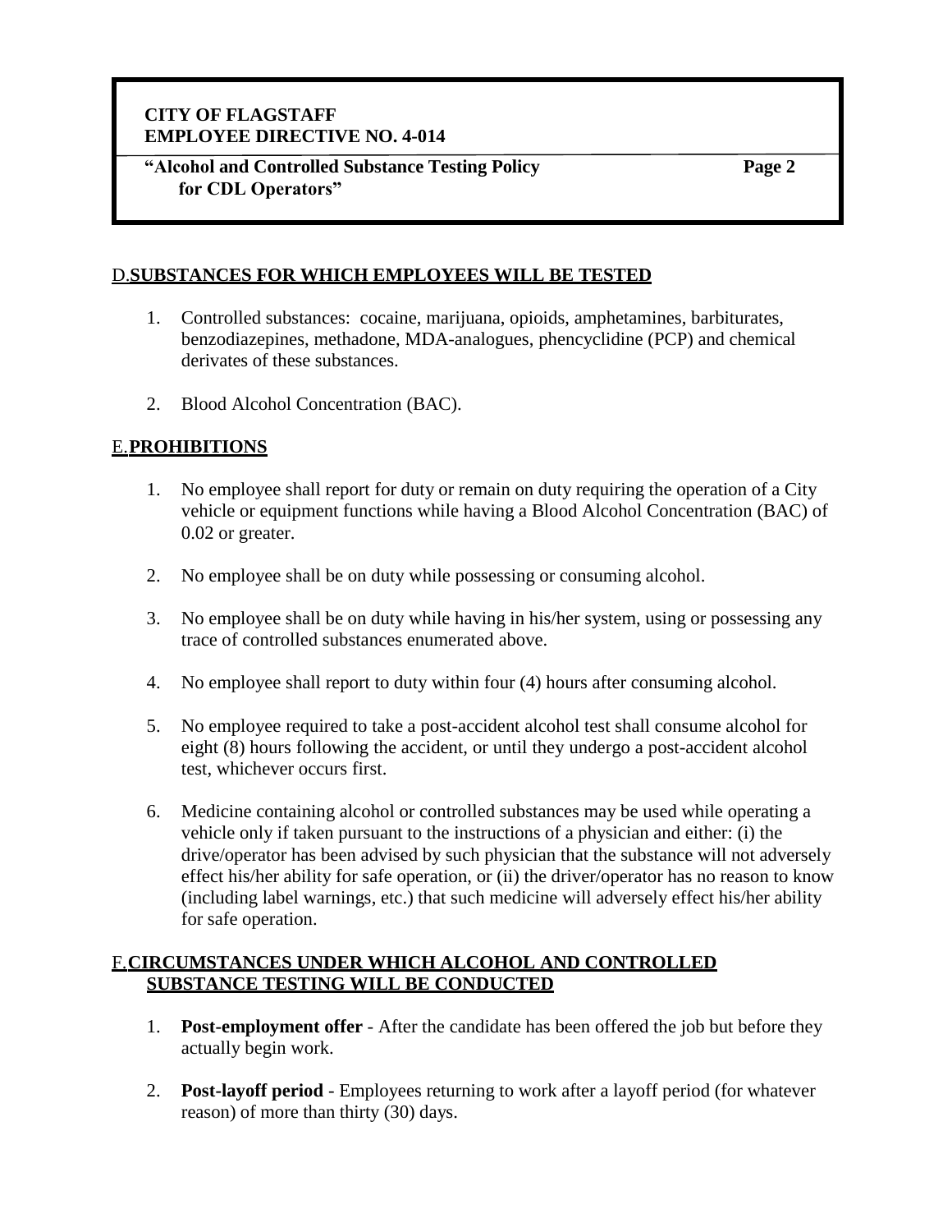## D. SUBSTANCES FOR WHICH EMPLOYEES WILL BE TESTED

1. Controlled substances: cocaine, marijuana, opioids, amphetamines, barbiturates, benzodiazepines, methadone, MDA-analogues, phencyclidine (PCP) and chemical derivates of these substances.

2. Blood Alcohol Concentration (BAC).

## E. PROHIBITIONS

1. No employee shall report for duty or remain on duty requiring the operation of a City vehicle or equipment functions while having a Blood Alcohol Concentration (BAC) of 0.02 or greater.

2. No employee shall be on duty while possessing or consuming alcohol.

3. No employee shall be on duty while having in his/her system, using or possessing any trace of controlled substances enumerated above.

4. No employee shall report to duty within four (4) hours after consuming alcohol.

5. No employee required to take a post-accident alcohol test shall consume alcohol for eight (8) hours following the accident, or until they undergo a post-accident alcohol test, whichever occurs first.

6. Medicine containing alcohol or controlled substances may be used while operating a vehicle only if taken pursuant to the instructions of a physician and either: (i) the drive/operator has been advised by such physician that the substance will not adversely effect his/her ability for safe operation, or (ii) the driver/operator has no reason to know (including label warnings, etc.) that such medicine will adversely effect his/her ability for safe operation.

## F. CIRCUMSTANCES UNDER WHICH ALCOHOL AND CONTROLLED SUBSTANCE TESTING WILL BE CONDUCTED

1. **Post-employment offer** - After the candidate has been offered the job but before they actually begin work.

2. **Post-layoff period** - Employees returning to work after a layoff period (for whatever reason) of more than thirty (30) days.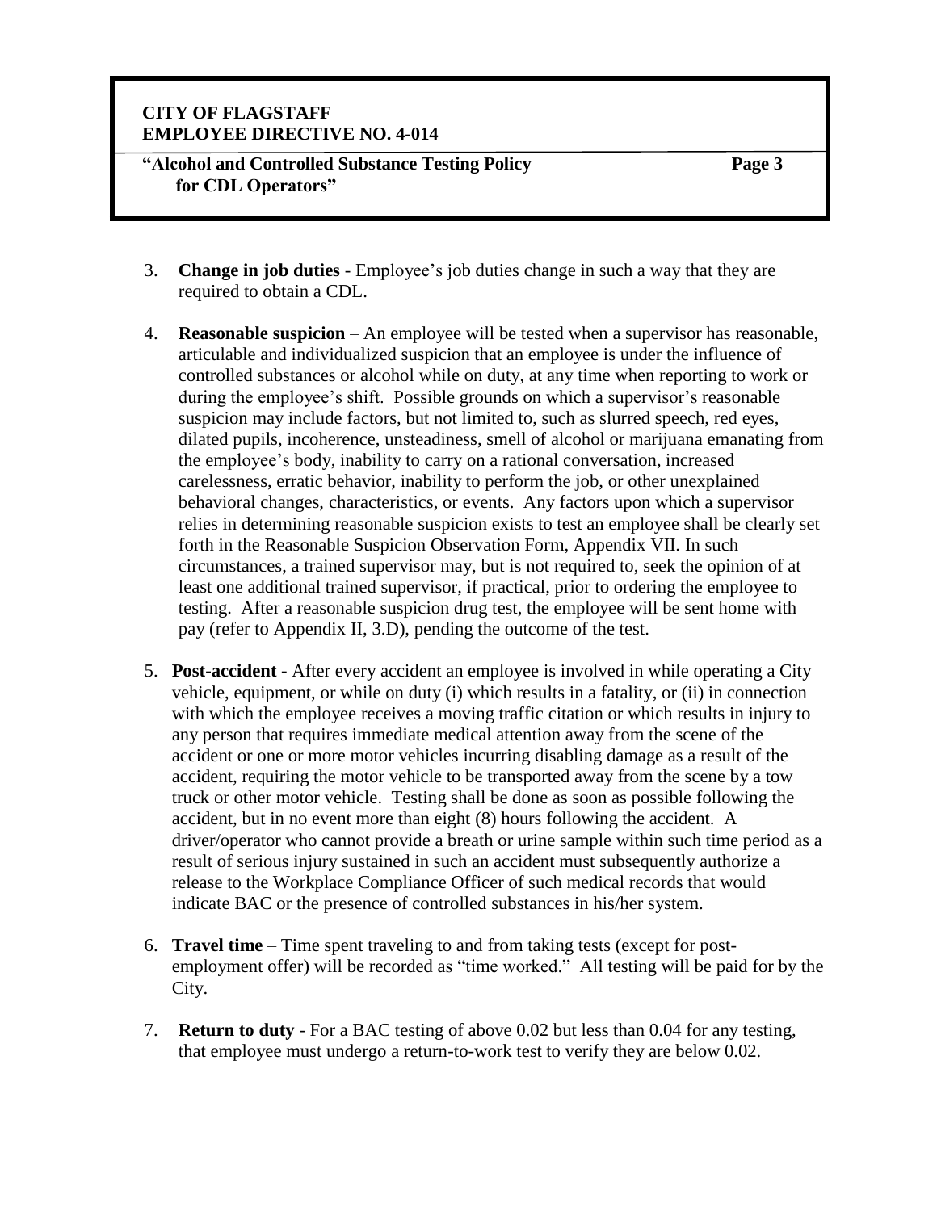3. **Change in job duties** - Employee's job duties change in such a way that they are required to obtain a CDL.

4. **Reasonable suspicion** – An employee will be tested when a supervisor has reasonable, articulable and individualized suspicion that an employee is under the influence of controlled substances or alcohol while on duty, at any time when reporting to work or during the employee's shift. Possible grounds on which a supervisor's reasonable suspicion may include factors, but not limited to, such as slurred speech, red eyes, dilated pupils, incoherence, unsteadiness, smell of alcohol or marijuana emanating from the employee's body, inability to carry on a rational conversation, increased carelessness, erratic behavior, inability to perform the job, or other unexplained behavioral changes, characteristics, or events. Any factors upon which a supervisor relies in determining reasonable suspicion exists to test an employee shall be clearly set forth in the Reasonable Suspicion Observation Form, Appendix VII. In such circumstances, a trained supervisor may, but is not required to, seek the opinion of at least one additional trained supervisor, if practical, prior to ordering the employee to testing. After a reasonable suspicion drug test, the employee will be sent home with pay (refer to Appendix II, 3.D), pending the outcome of the test.

5. **Post-accident** - After every accident an employee is involved in while operating a City vehicle, equipment, or while on duty (i) which results in a fatality, or (ii) in connection with which the employee receives a moving traffic citation or which results in injury to any person that requires immediate medical attention away from the scene of the accident or one or more motor vehicles incurring disabling damage as a result of the accident, requiring the motor vehicle to be transported away from the scene by a tow truck or other motor vehicle. Testing shall be done as soon as possible following the accident, but in no event more than eight (8) hours following the accident. A driver/operator who cannot provide a breath or urine sample within such time period as a result of serious injury sustained in such an accident must subsequently authorize a release to the Workplace Compliance Officer of such medical records that would indicate BAC or the presence of controlled substances in his/her system.

6. **Travel time** – Time spent traveling to and from taking tests (except for post-employment offer) will be recorded as "time worked." All testing will be paid for by the City.

7. **Return to duty** - For a BAC testing of above 0.02 but less than 0.04 for any testing, that employee must undergo a return-to-work test to verify they are below 0.02.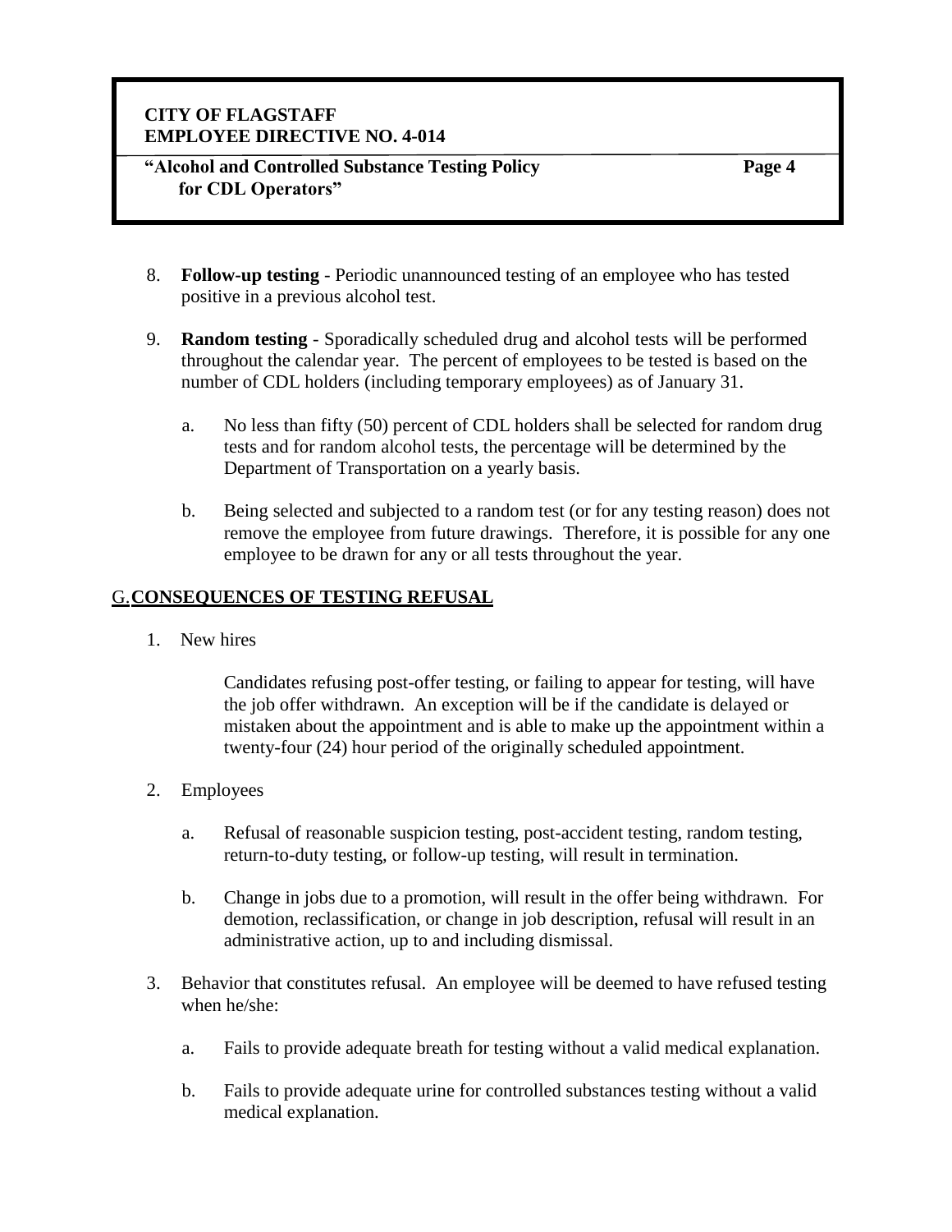8. **Follow-up testing** - Periodic unannounced testing of an employee who has tested positive in a previous alcohol test.

9. **Random testing** - Sporadically scheduled drug and alcohol tests will be performed throughout the calendar year. The percent of employees to be tested is based on the number of CDL holders (including temporary employees) as of January 31.

   a. No less than fifty (50) percent of CDL holders shall be selected for random drug tests and for random alcohol tests, the percentage will be determined by the Department of Transportation on a yearly basis.

   b. Being selected and subjected to a random test (or for any testing reason) does not remove the employee from future drawings. Therefore, it is possible for any one employee to be drawn for any or all tests throughout the year.

## G. CONSEQUENCES OF TESTING REFUSAL

1. New hires

   Candidates refusing post-offer testing, or failing to appear for testing, will have the job offer withdrawn. An exception will be if the candidate is delayed or mistaken about the appointment and is able to make up the appointment within a twenty-four (24) hour period of the originally scheduled appointment.

2. Employees

   a. Refusal of reasonable suspicion testing, post-accident testing, random testing, return-to-duty testing, or follow-up testing, will result in termination.

   b. Change in jobs due to a promotion, will result in the offer being withdrawn. For demotion, reclassification, or change in job description, refusal will result in an administrative action, up to and including dismissal.

3. Behavior that constitutes refusal. An employee will be deemed to have refused testing when he/she:

   a. Fails to provide adequate breath for testing without a valid medical explanation.

   b. Fails to provide adequate urine for controlled substances testing without a valid medical explanation.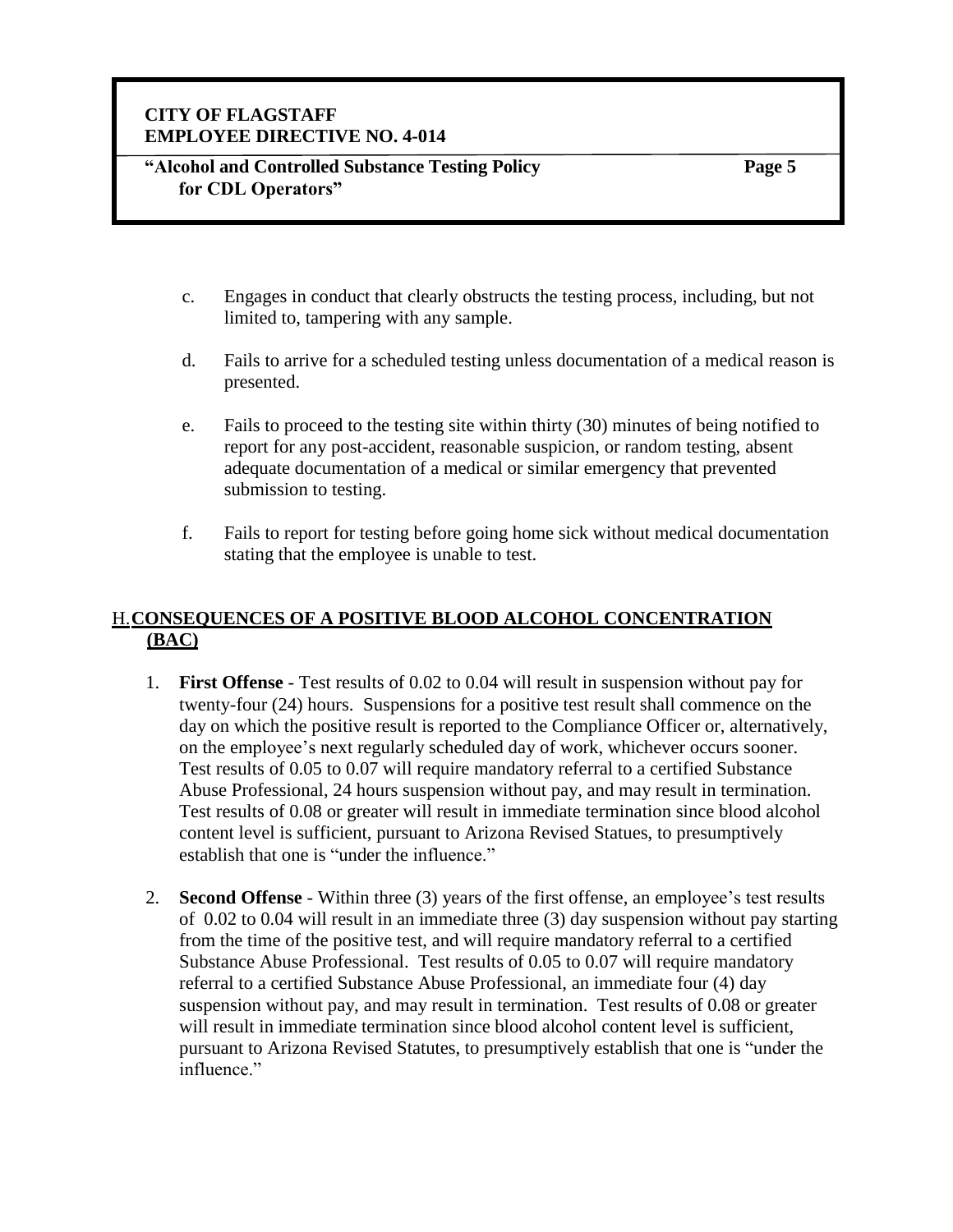c. Engages in conduct that clearly obstructs the testing process, including, but not limited to, tampering with any sample.

d. Fails to arrive for a scheduled testing unless documentation of a medical reason is presented.

e. Fails to proceed to the testing site within thirty (30) minutes of being notified to report for any post-accident, reasonable suspicion, or random testing, absent adequate documentation of a medical or similar emergency that prevented submission to testing.

f. Fails to report for testing before going home sick without medical documentation stating that the employee is unable to test.

## H. CONSEQUENCES OF A POSITIVE BLOOD ALCOHOL CONCENTRATION (BAC)

1. **First Offense** - Test results of 0.02 to 0.04 will result in suspension without pay for twenty-four (24) hours. Suspensions for a positive test result shall commence on the day on which the positive result is reported to the Compliance Officer or, alternatively, on the employee's next regularly scheduled day of work, whichever occurs sooner. Test results of 0.05 to 0.07 will require mandatory referral to a certified Substance Abuse Professional, 24 hours suspension without pay, and may result in termination. Test results of 0.08 or greater will result in immediate termination since blood alcohol content level is sufficient, pursuant to Arizona Revised Statues, to presumptively establish that one is "under the influence."

2. **Second Offense** - Within three (3) years of the first offense, an employee's test results of 0.02 to 0.04 will result in an immediate three (3) day suspension without pay starting from the time of the positive test, and will require mandatory referral to a certified Substance Abuse Professional. Test results of 0.05 to 0.07 will require mandatory referral to a certified Substance Abuse Professional, an immediate four (4) day suspension without pay, and may result in termination. Test results of 0.08 or greater will result in immediate termination since blood alcohol content level is sufficient, pursuant to Arizona Revised Statutes, to presumptively establish that one is "under the influence."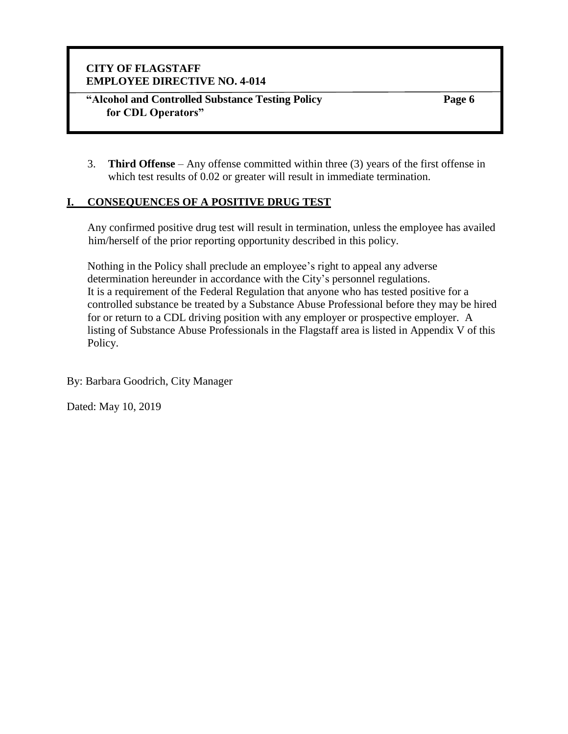3. **Third Offense** – Any offense committed within three (3) years of the first offense in which test results of 0.02 or greater will result in immediate termination.

## I. CONSEQUENCES OF A POSITIVE DRUG TEST

Any confirmed positive drug test will result in termination, unless the employee has availed him/herself of the prior reporting opportunity described in this policy.

Nothing in the Policy shall preclude an employee's right to appeal any adverse determination hereunder in accordance with the City's personnel regulations. It is a requirement of the Federal Regulation that anyone who has tested positive for a controlled substance be treated by a Substance Abuse Professional before they may be hired for or return to a CDL driving position with any employer or prospective employer. A listing of Substance Abuse Professionals in the Flagstaff area is listed in Appendix V of this Policy.

By: Barbara Goodrich, City Manager

Dated: May 10, 2019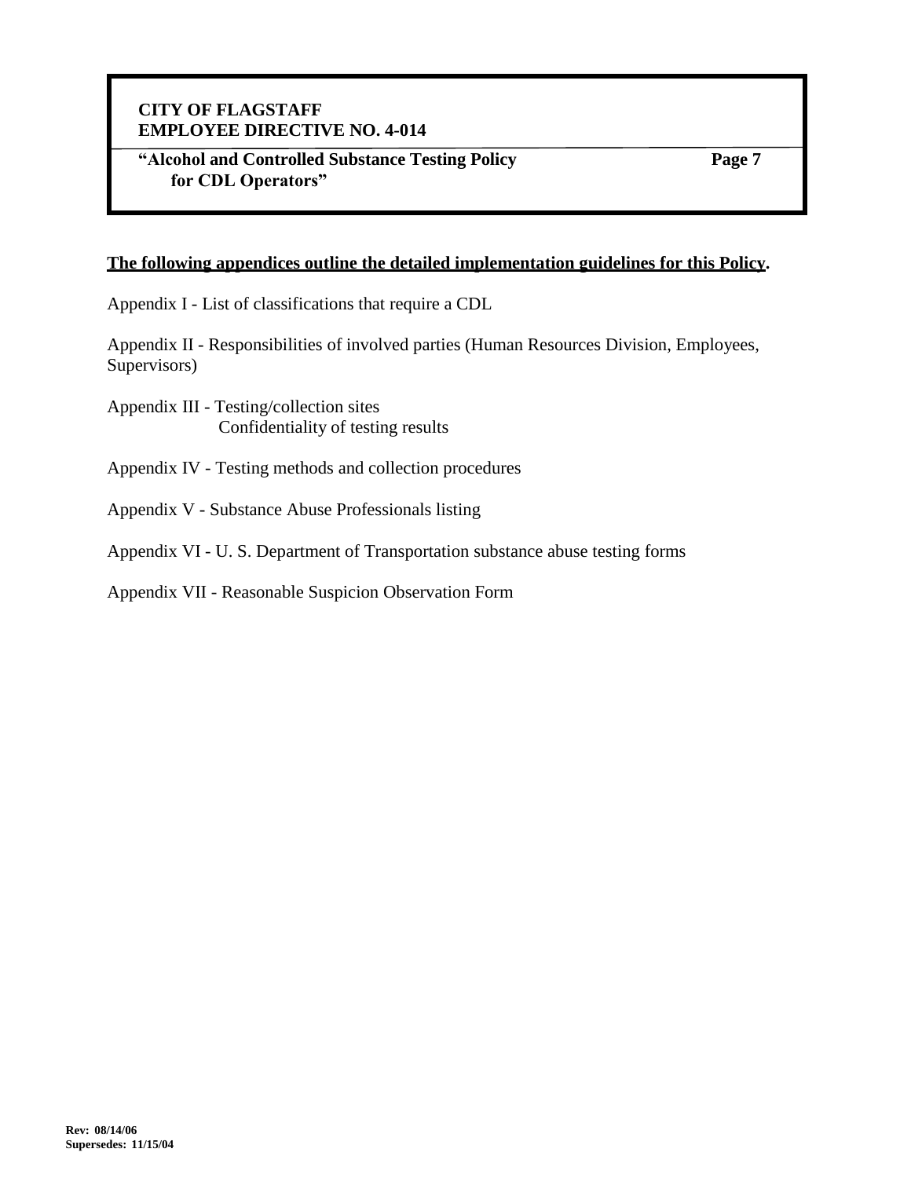**The following appendices outline the detailed implementation guidelines for this Policy.**

Appendix I - List of classifications that require a CDL

Appendix II - Responsibilities of involved parties (Human Resources Division, Employees, Supervisors)

Appendix III - Testing/collection sites
Confidentiality of testing results

Appendix IV - Testing methods and collection procedures

Appendix V - Substance Abuse Professionals listing

Appendix VI - U. S. Department of Transportation substance abuse testing forms

Appendix VII - Reasonable Suspicion Observation Form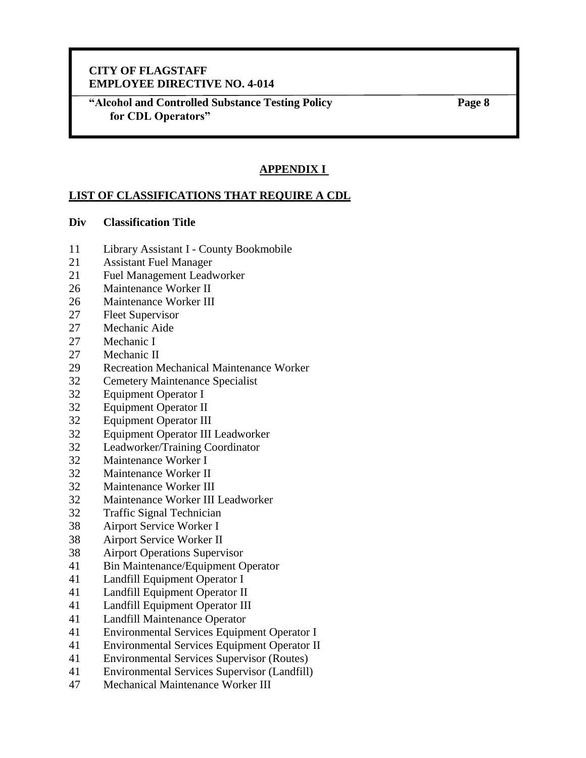## APPENDIX I

## LIST OF CLASSIFICATIONS THAT REQUIRE A CDL

| Div | Classification Title |
|---|---|
| 11 | Library Assistant I - County Bookmobile |
| 21 | Assistant Fuel Manager |
| 21 | Fuel Management Leadworker |
| 26 | Maintenance Worker II |
| 26 | Maintenance Worker III |
| 27 | Fleet Supervisor |
| 27 | Mechanic Aide |
| 27 | Mechanic I |
| 27 | Mechanic II |
| 29 | Recreation Mechanical Maintenance Worker |
| 32 | Cemetery Maintenance Specialist |
| 32 | Equipment Operator I |
| 32 | Equipment Operator II |
| 32 | Equipment Operator III |
| 32 | Equipment Operator III Leadworker |
| 32 | Leadworker/Training Coordinator |
| 32 | Maintenance Worker I |
| 32 | Maintenance Worker II |
| 32 | Maintenance Worker III |
| 32 | Maintenance Worker III Leadworker |
| 32 | Traffic Signal Technician |
| 38 | Airport Service Worker I |
| 38 | Airport Service Worker II |
| 38 | Airport Operations Supervisor |
| 41 | Bin Maintenance/Equipment Operator |
| 41 | Landfill Equipment Operator I |
| 41 | Landfill Equipment Operator II |
| 41 | Landfill Equipment Operator III |
| 41 | Landfill Maintenance Operator |
| 41 | Environmental Services Equipment Operator I |
| 41 | Environmental Services Equipment Operator II |
| 41 | Environmental Services Supervisor (Routes) |
| 41 | Environmental Services Supervisor (Landfill) |
| 47 | Mechanical Maintenance Worker III |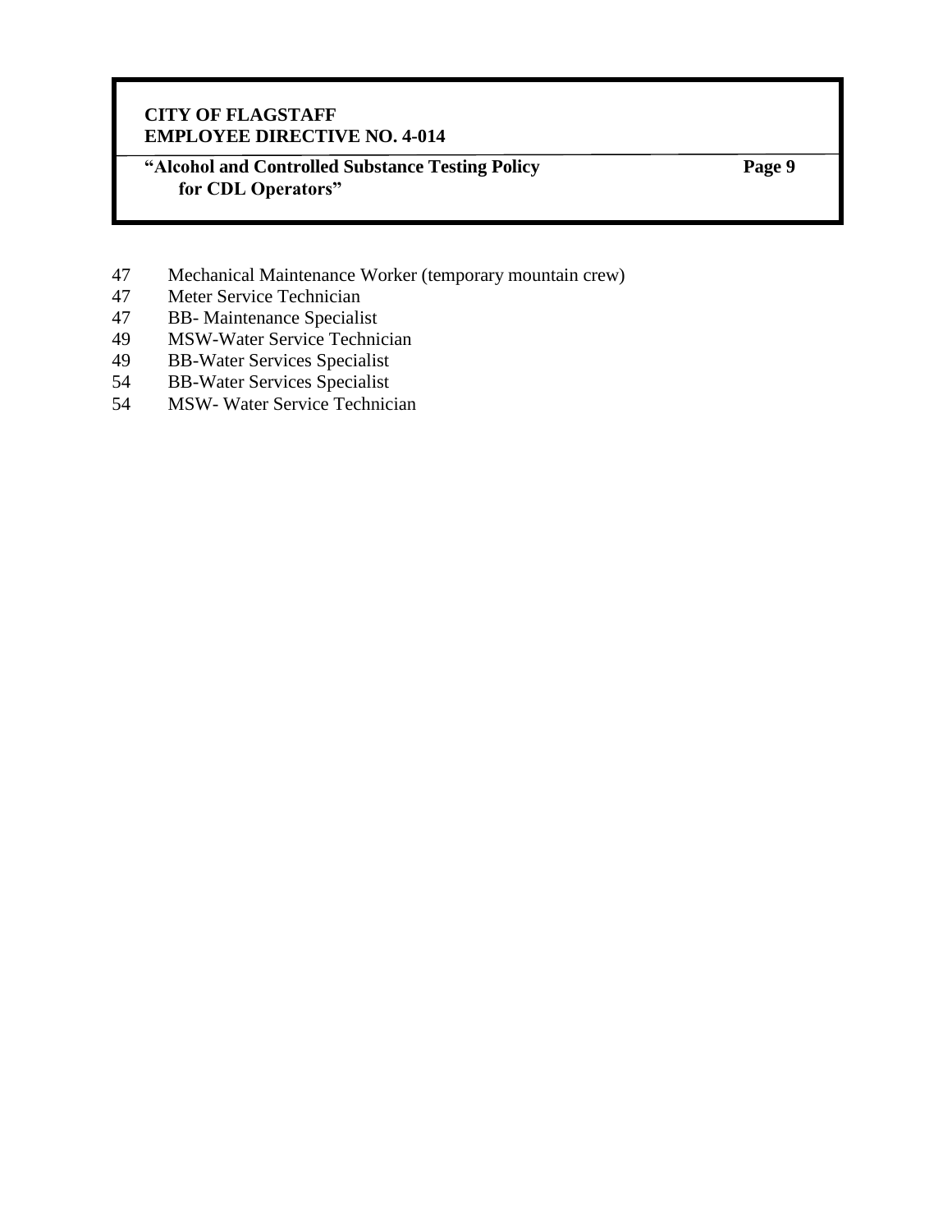47 Mechanical Maintenance Worker (temporary mountain crew)
47 Meter Service Technician
47 BB- Maintenance Specialist
49 MSW-Water Service Technician
49 BB-Water Services Specialist
54 BB-Water Services Specialist
54 MSW- Water Service Technician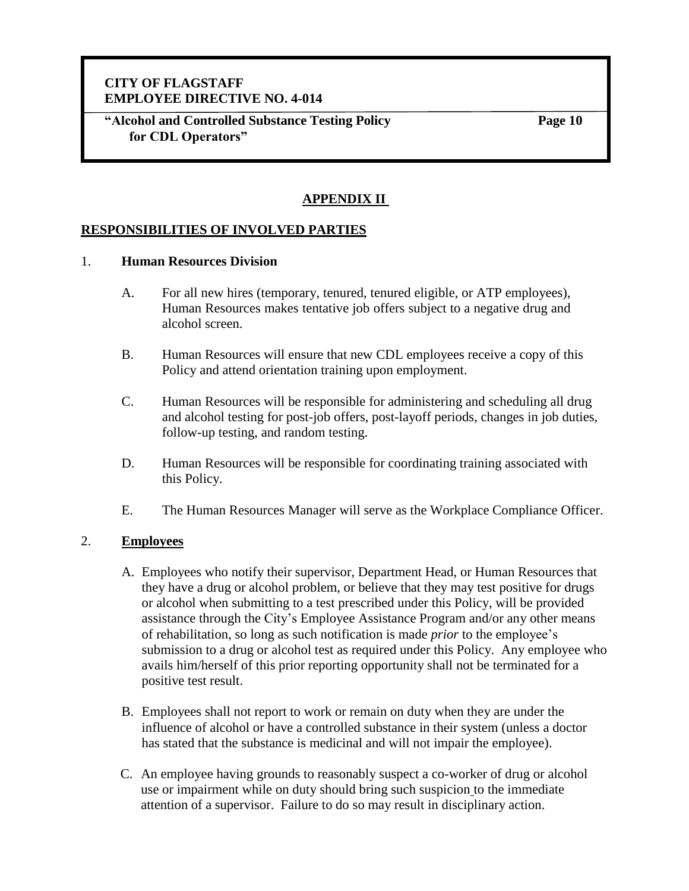## APPENDIX II

### RESPONSIBILITIES OF INVOLVED PARTIES

1. **Human Resources Division**

   A. For all new hires (temporary, tenured, tenured eligible, or ATP employees), Human Resources makes tentative job offers subject to a negative drug and alcohol screen.

   B. Human Resources will ensure that new CDL employees receive a copy of this Policy and attend orientation training upon employment.

   C. Human Resources will be responsible for administering and scheduling all drug and alcohol testing for post-job offers, post-layoff periods, changes in job duties, follow-up testing, and random testing.

   D. Human Resources will be responsible for coordinating training associated with this Policy.

   E. The Human Resources Manager will serve as the Workplace Compliance Officer.

2. **Employees**

   A. Employees who notify their supervisor, Department Head, or Human Resources that they have a drug or alcohol problem, or believe that they may test positive for drugs or alcohol when submitting to a test prescribed under this Policy, will be provided assistance through the City's Employee Assistance Program and/or any other means of rehabilitation, so long as such notification is made *prior* to the employee's submission to a drug or alcohol test as required under this Policy. Any employee who avails him/herself of this prior reporting opportunity shall not be terminated for a positive test result.

   B. Employees shall not report to work or remain on duty when they are under the influence of alcohol or have a controlled substance in their system (unless a doctor has stated that the substance is medicinal and will not impair the employee).

   C. An employee having grounds to reasonably suspect a co-worker of drug or alcohol use or impairment while on duty should bring such suspicion to the immediate attention of a supervisor. Failure to do so may result in disciplinary action.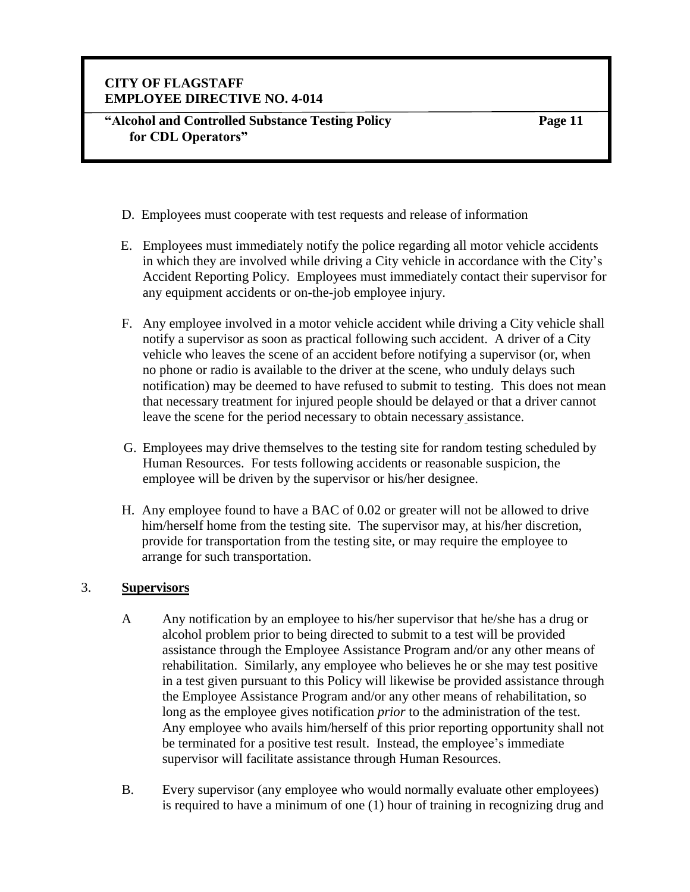D. Employees must cooperate with test requests and release of information

E. Employees must immediately notify the police regarding all motor vehicle accidents in which they are involved while driving a City vehicle in accordance with the City's Accident Reporting Policy. Employees must immediately contact their supervisor for any equipment accidents or on-the-job employee injury.

F. Any employee involved in a motor vehicle accident while driving a City vehicle shall notify a supervisor as soon as practical following such accident. A driver of a City vehicle who leaves the scene of an accident before notifying a supervisor (or, when no phone or radio is available to the driver at the scene, who unduly delays such notification) may be deemed to have refused to submit to testing. This does not mean that necessary treatment for injured people should be delayed or that a driver cannot leave the scene for the period necessary to obtain necessary assistance.

G. Employees may drive themselves to the testing site for random testing scheduled by Human Resources. For tests following accidents or reasonable suspicion, the employee will be driven by the supervisor or his/her designee.

H. Any employee found to have a BAC of 0.02 or greater will not be allowed to drive him/herself home from the testing site. The supervisor may, at his/her discretion, provide for transportation from the testing site, or may require the employee to arrange for such transportation.

3. **Supervisors**

A Any notification by an employee to his/her supervisor that he/she has a drug or alcohol problem prior to being directed to submit to a test will be provided assistance through the Employee Assistance Program and/or any other means of rehabilitation. Similarly, any employee who believes he or she may test positive in a test given pursuant to this Policy will likewise be provided assistance through the Employee Assistance Program and/or any other means of rehabilitation, so long as the employee gives notification *prior* to the administration of the test. Any employee who avails him/herself of this prior reporting opportunity shall not be terminated for a positive test result. Instead, the employee's immediate supervisor will facilitate assistance through Human Resources.

B. Every supervisor (any employee who would normally evaluate other employees) is required to have a minimum of one (1) hour of training in recognizing drug and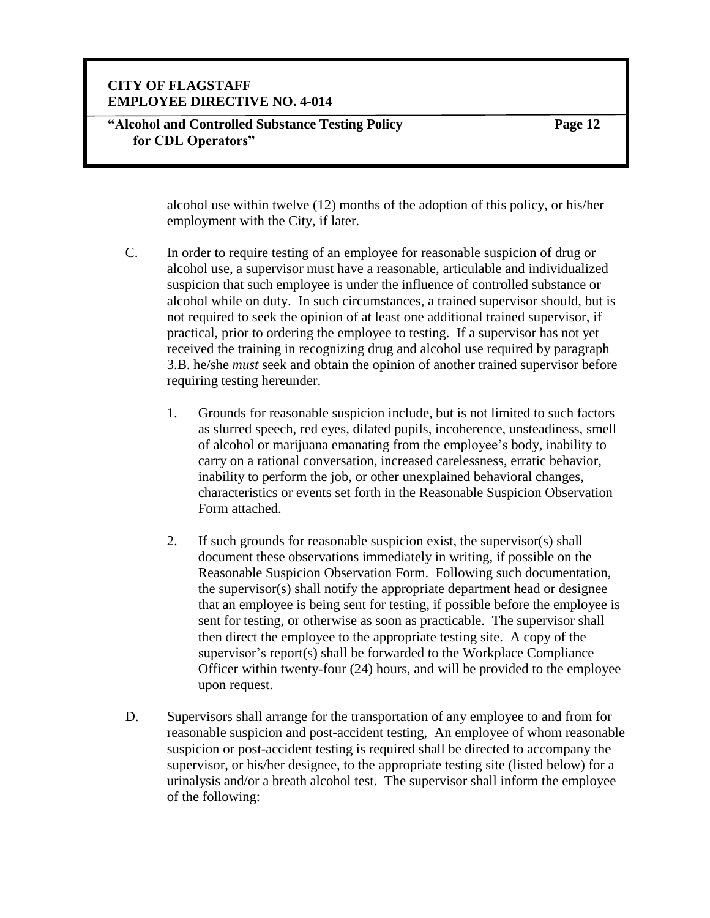alcohol use within twelve (12) months of the adoption of this policy, or his/her employment with the City, if later.

C. In order to require testing of an employee for reasonable suspicion of drug or alcohol use, a supervisor must have a reasonable, articulable and individualized suspicion that such employee is under the influence of controlled substance or alcohol while on duty. In such circumstances, a trained supervisor should, but is not required to seek the opinion of at least one additional trained supervisor, if practical, prior to ordering the employee to testing. If a supervisor has not yet received the training in recognizing drug and alcohol use required by paragraph 3.B. he/she *must* seek and obtain the opinion of another trained supervisor before requiring testing hereunder.

   1. Grounds for reasonable suspicion include, but is not limited to such factors as slurred speech, red eyes, dilated pupils, incoherence, unsteadiness, smell of alcohol or marijuana emanating from the employee's body, inability to carry on a rational conversation, increased carelessness, erratic behavior, inability to perform the job, or other unexplained behavioral changes, characteristics or events set forth in the Reasonable Suspicion Observation Form attached.

   2. If such grounds for reasonable suspicion exist, the supervisor(s) shall document these observations immediately in writing, if possible on the Reasonable Suspicion Observation Form. Following such documentation, the supervisor(s) shall notify the appropriate department head or designee that an employee is being sent for testing, if possible before the employee is sent for testing, or otherwise as soon as practicable. The supervisor shall then direct the employee to the appropriate testing site. A copy of the supervisor's report(s) shall be forwarded to the Workplace Compliance Officer within twenty-four (24) hours, and will be provided to the employee upon request.

D. Supervisors shall arrange for the transportation of any employee to and from for reasonable suspicion and post-accident testing, An employee of whom reasonable suspicion or post-accident testing is required shall be directed to accompany the supervisor, or his/her designee, to the appropriate testing site (listed below) for a urinalysis and/or a breath alcohol test. The supervisor shall inform the employee of the following: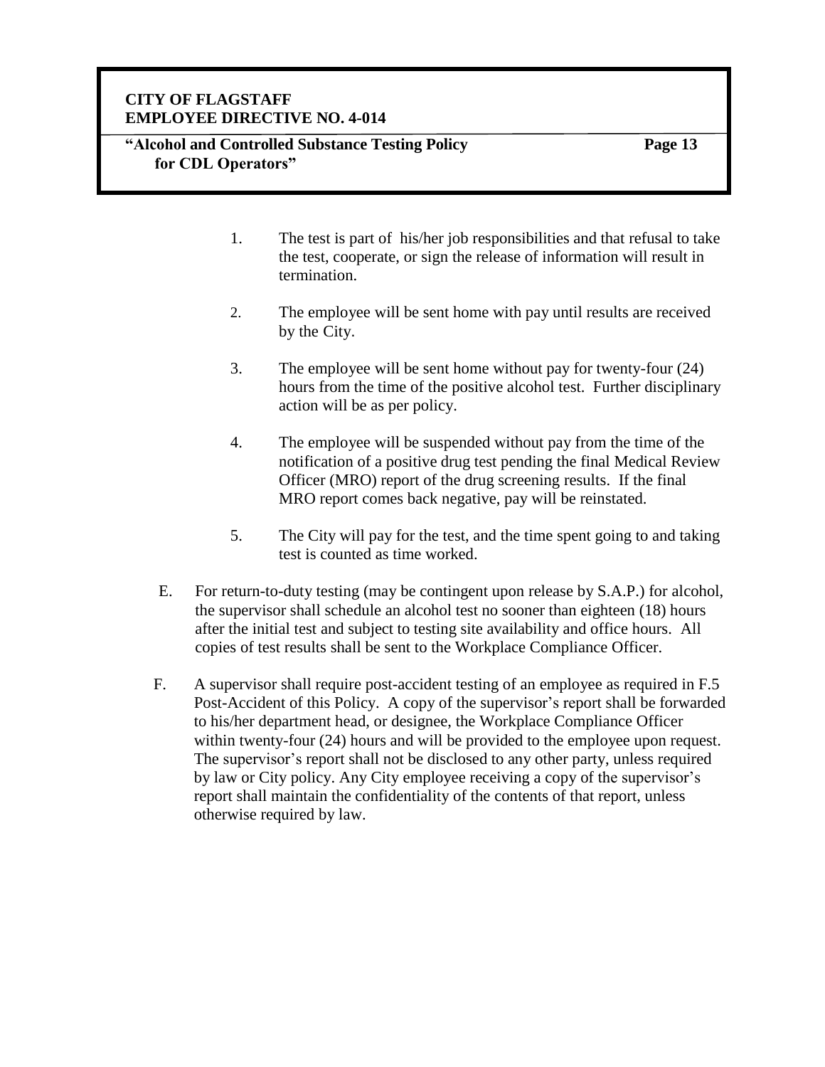1. The test is part of his/her job responsibilities and that refusal to take the test, cooperate, or sign the release of information will result in termination.

2. The employee will be sent home with pay until results are received by the City.

3. The employee will be sent home without pay for twenty-four (24) hours from the time of the positive alcohol test. Further disciplinary action will be as per policy.

4. The employee will be suspended without pay from the time of the notification of a positive drug test pending the final Medical Review Officer (MRO) report of the drug screening results. If the final MRO report comes back negative, pay will be reinstated.

5. The City will pay for the test, and the time spent going to and taking test is counted as time worked.

E. For return-to-duty testing (may be contingent upon release by S.A.P.) for alcohol, the supervisor shall schedule an alcohol test no sooner than eighteen (18) hours after the initial test and subject to testing site availability and office hours. All copies of test results shall be sent to the Workplace Compliance Officer.

F. A supervisor shall require post-accident testing of an employee as required in F.5 Post-Accident of this Policy. A copy of the supervisor's report shall be forwarded to his/her department head, or designee, the Workplace Compliance Officer within twenty-four (24) hours and will be provided to the employee upon request. The supervisor's report shall not be disclosed to any other party, unless required by law or City policy. Any City employee receiving a copy of the supervisor's report shall maintain the confidentiality of the contents of that report, unless otherwise required by law.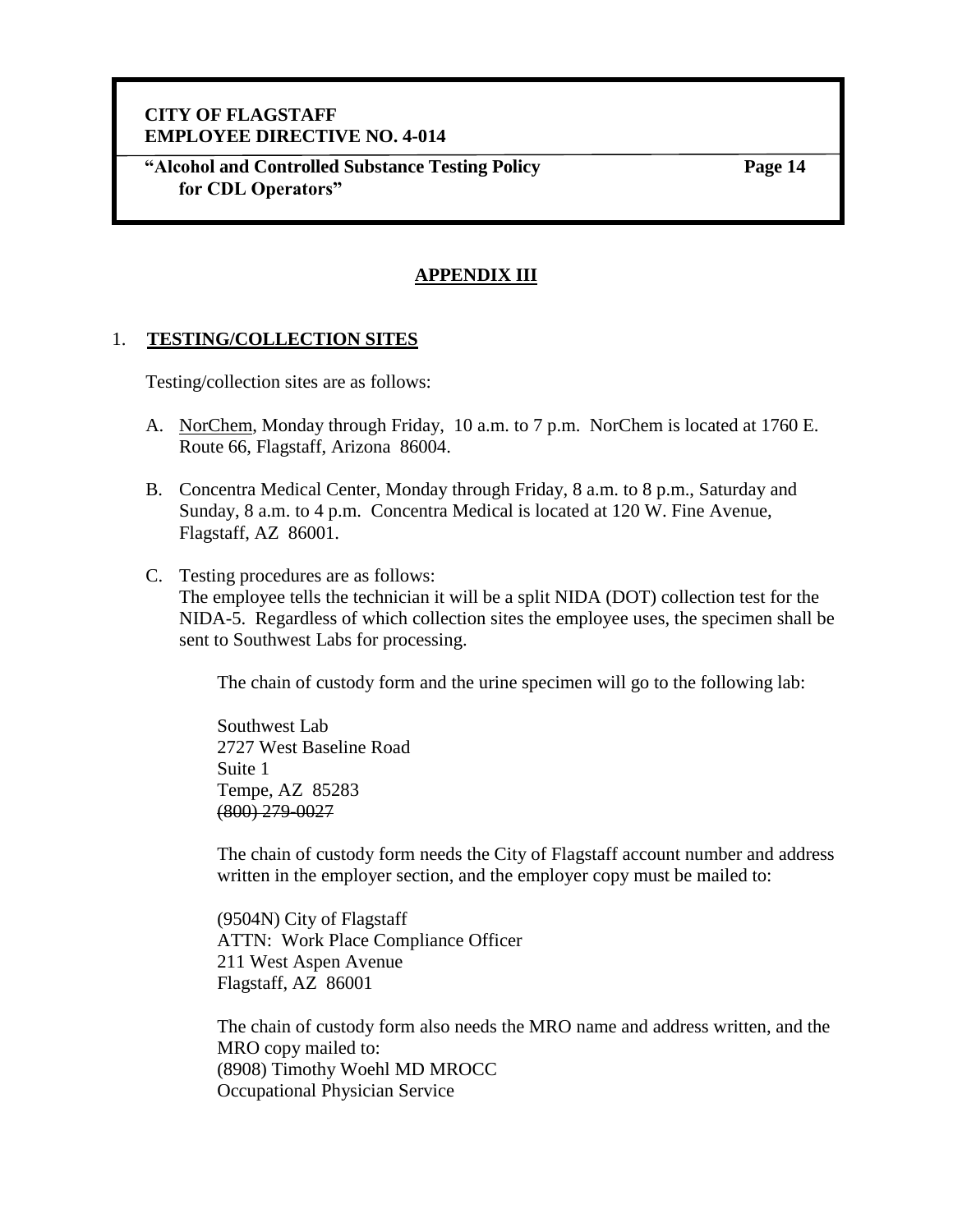## APPENDIX III

### 1. TESTING/COLLECTION SITES

Testing/collection sites are as follows:

A. NorChem, Monday through Friday, 10 a.m. to 7 p.m. NorChem is located at 1760 E. Route 66, Flagstaff, Arizona 86004.

B. Concentra Medical Center, Monday through Friday, 8 a.m. to 8 p.m., Saturday and Sunday, 8 a.m. to 4 p.m. Concentra Medical is located at 120 W. Fine Avenue, Flagstaff, AZ 86001.

C. Testing procedures are as follows:
The employee tells the technician it will be a split NIDA (DOT) collection test for the NIDA-5. Regardless of which collection sites the employee uses, the specimen shall be sent to Southwest Labs for processing.

The chain of custody form and the urine specimen will go to the following lab:

Southwest Lab
2727 West Baseline Road
Suite 1
Tempe, AZ 85283
~~(800) 279-0027~~

The chain of custody form needs the City of Flagstaff account number and address written in the employer section, and the employer copy must be mailed to:

(9504N) City of Flagstaff
ATTN: Work Place Compliance Officer
211 West Aspen Avenue
Flagstaff, AZ 86001

The chain of custody form also needs the MRO name and address written, and the MRO copy mailed to:
(8908) Timothy Woehl MD MROCC
Occupational Physician Service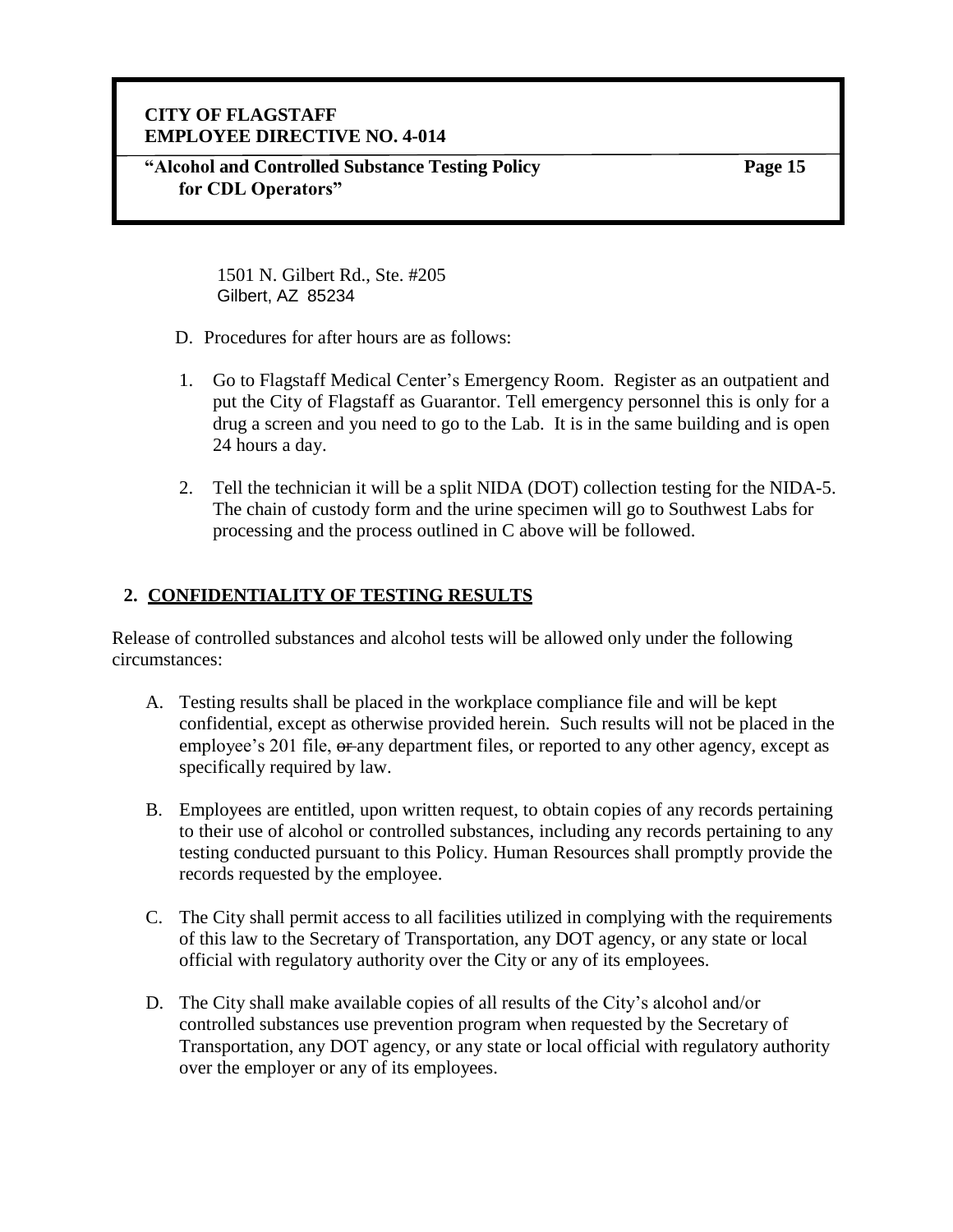1501 N. Gilbert Rd., Ste. #205
Gilbert, AZ 85234

D. Procedures for after hours are as follows:

1. Go to Flagstaff Medical Center's Emergency Room. Register as an outpatient and put the City of Flagstaff as Guarantor. Tell emergency personnel this is only for a drug a screen and you need to go to the Lab. It is in the same building and is open 24 hours a day.

2. Tell the technician it will be a split NIDA (DOT) collection testing for the NIDA-5. The chain of custody form and the urine specimen will go to Southwest Labs for processing and the process outlined in C above will be followed.

## 2. CONFIDENTIALITY OF TESTING RESULTS

Release of controlled substances and alcohol tests will be allowed only under the following circumstances:

A. Testing results shall be placed in the workplace compliance file and will be kept confidential, except as otherwise provided herein. Such results will not be placed in the employee's 201 file, ~~or~~ any department files, or reported to any other agency, except as specifically required by law.

B. Employees are entitled, upon written request, to obtain copies of any records pertaining to their use of alcohol or controlled substances, including any records pertaining to any testing conducted pursuant to this Policy. Human Resources shall promptly provide the records requested by the employee.

C. The City shall permit access to all facilities utilized in complying with the requirements of this law to the Secretary of Transportation, any DOT agency, or any state or local official with regulatory authority over the City or any of its employees.

D. The City shall make available copies of all results of the City's alcohol and/or controlled substances use prevention program when requested by the Secretary of Transportation, any DOT agency, or any state or local official with regulatory authority over the employer or any of its employees.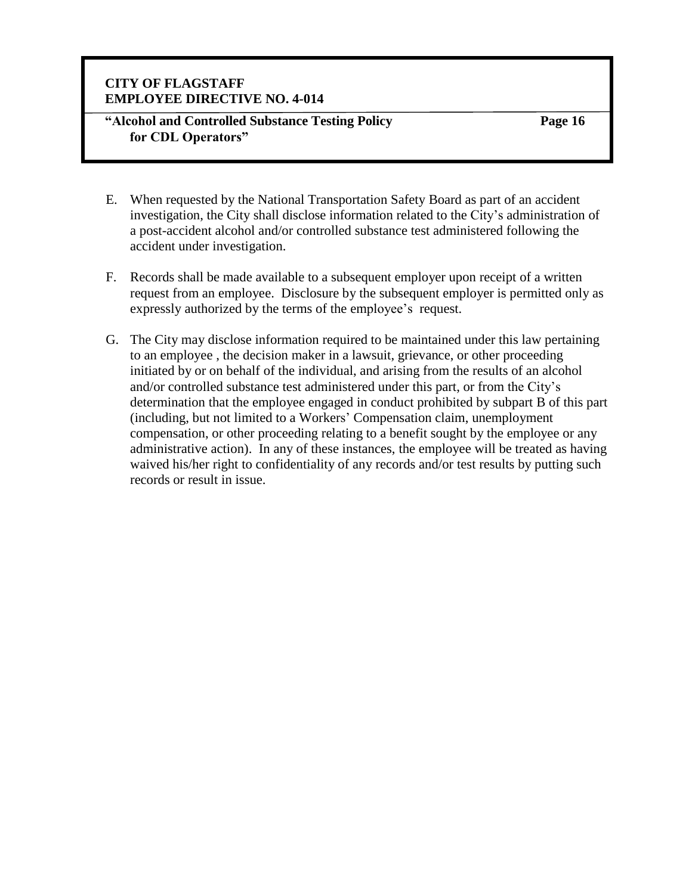E. When requested by the National Transportation Safety Board as part of an accident investigation, the City shall disclose information related to the City's administration of a post-accident alcohol and/or controlled substance test administered following the accident under investigation.

F. Records shall be made available to a subsequent employer upon receipt of a written request from an employee. Disclosure by the subsequent employer is permitted only as expressly authorized by the terms of the employee's request.

G. The City may disclose information required to be maintained under this law pertaining to an employee , the decision maker in a lawsuit, grievance, or other proceeding initiated by or on behalf of the individual, and arising from the results of an alcohol and/or controlled substance test administered under this part, or from the City's determination that the employee engaged in conduct prohibited by subpart B of this part (including, but not limited to a Workers' Compensation claim, unemployment compensation, or other proceeding relating to a benefit sought by the employee or any administrative action). In any of these instances, the employee will be treated as having waived his/her right to confidentiality of any records and/or test results by putting such records or result in issue.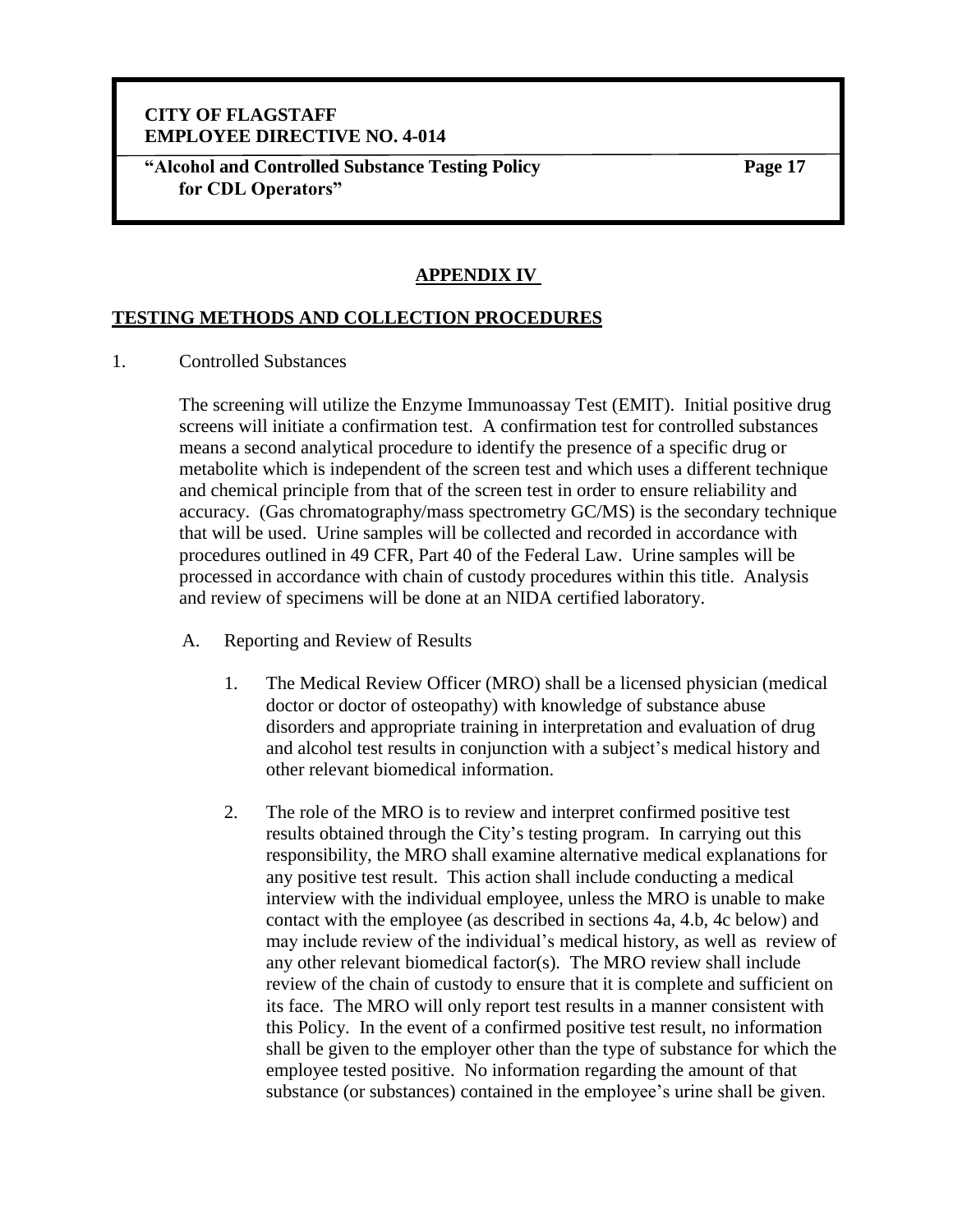## APPENDIX IV

## TESTING METHODS AND COLLECTION PROCEDURES

1. Controlled Substances

   The screening will utilize the Enzyme Immunoassay Test (EMIT). Initial positive drug screens will initiate a confirmation test. A confirmation test for controlled substances means a second analytical procedure to identify the presence of a specific drug or metabolite which is independent of the screen test and which uses a different technique and chemical principle from that of the screen test in order to ensure reliability and accuracy. (Gas chromatography/mass spectrometry GC/MS) is the secondary technique that will be used. Urine samples will be collected and recorded in accordance with procedures outlined in 49 CFR, Part 40 of the Federal Law. Urine samples will be processed in accordance with chain of custody procedures within this title. Analysis and review of specimens will be done at an NIDA certified laboratory.

   A. Reporting and Review of Results

      1. The Medical Review Officer (MRO) shall be a licensed physician (medical doctor or doctor of osteopathy) with knowledge of substance abuse disorders and appropriate training in interpretation and evaluation of drug and alcohol test results in conjunction with a subject's medical history and other relevant biomedical information.

      2. The role of the MRO is to review and interpret confirmed positive test results obtained through the City's testing program. In carrying out this responsibility, the MRO shall examine alternative medical explanations for any positive test result. This action shall include conducting a medical interview with the individual employee, unless the MRO is unable to make contact with the employee (as described in sections 4a, 4.b, 4c below) and may include review of the individual's medical history, as well as review of any other relevant biomedical factor(s). The MRO review shall include review of the chain of custody to ensure that it is complete and sufficient on its face. The MRO will only report test results in a manner consistent with this Policy. In the event of a confirmed positive test result, no information shall be given to the employer other than the type of substance for which the employee tested positive. No information regarding the amount of that substance (or substances) contained in the employee's urine shall be given.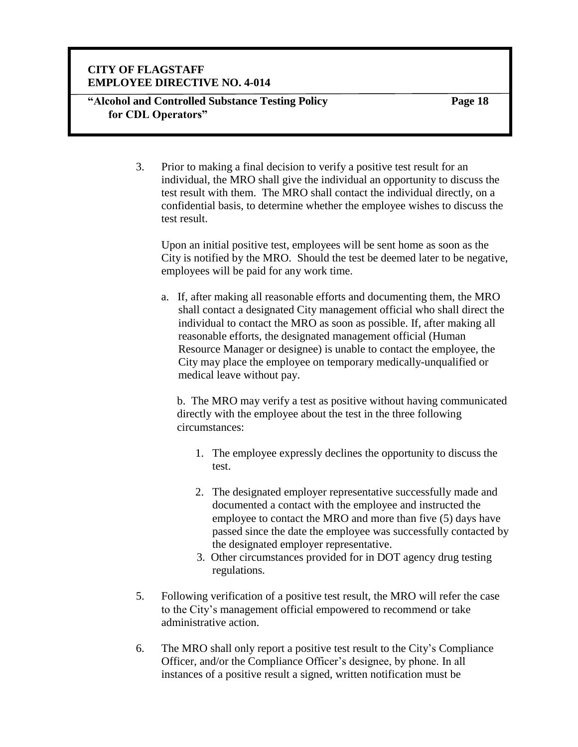3. Prior to making a final decision to verify a positive test result for an individual, the MRO shall give the individual an opportunity to discuss the test result with them. The MRO shall contact the individual directly, on a confidential basis, to determine whether the employee wishes to discuss the test result.

   Upon an initial positive test, employees will be sent home as soon as the City is notified by the MRO. Should the test be deemed later to be negative, employees will be paid for any work time.

   a. If, after making all reasonable efforts and documenting them, the MRO shall contact a designated City management official who shall direct the individual to contact the MRO as soon as possible. If, after making all reasonable efforts, the designated management official (Human Resource Manager or designee) is unable to contact the employee, the City may place the employee on temporary medically-unqualified or medical leave without pay.

   b. The MRO may verify a test as positive without having communicated directly with the employee about the test in the three following circumstances:

      1. The employee expressly declines the opportunity to discuss the test.

      2. The designated employer representative successfully made and documented a contact with the employee and instructed the employee to contact the MRO and more than five (5) days have passed since the date the employee was successfully contacted by the designated employer representative.

      3. Other circumstances provided for in DOT agency drug testing regulations.

5. Following verification of a positive test result, the MRO will refer the case to the City's management official empowered to recommend or take administrative action.

6. The MRO shall only report a positive test result to the City's Compliance Officer, and/or the Compliance Officer's designee, by phone. In all instances of a positive result a signed, written notification must be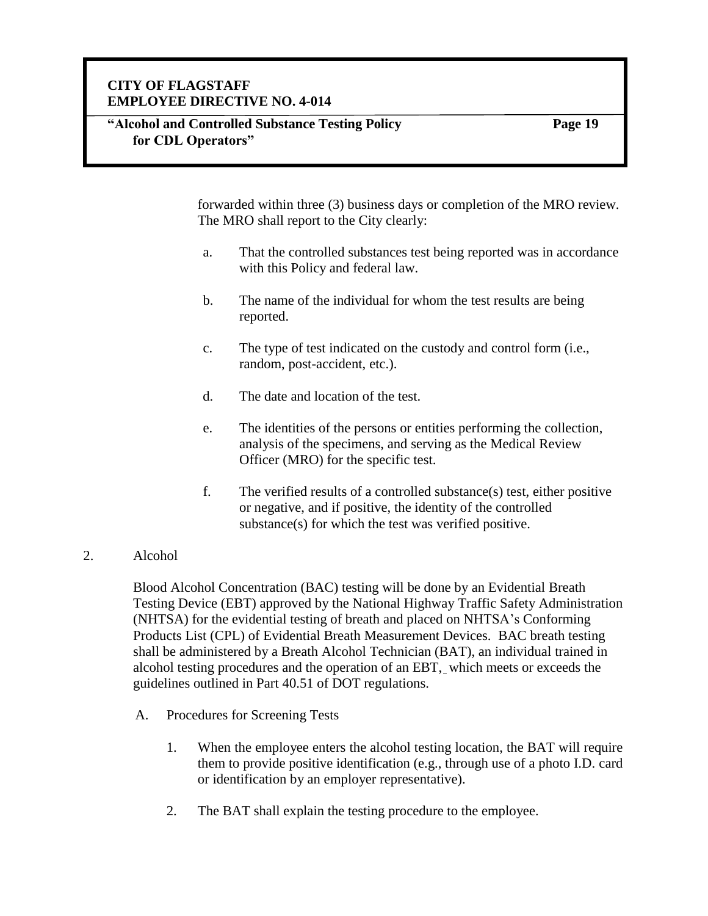forwarded within three (3) business days or completion of the MRO review. The MRO shall report to the City clearly:

a. That the controlled substances test being reported was in accordance with this Policy and federal law.

b. The name of the individual for whom the test results are being reported.

c. The type of test indicated on the custody and control form (i.e., random, post-accident, etc.).

d. The date and location of the test.

e. The identities of the persons or entities performing the collection, analysis of the specimens, and serving as the Medical Review Officer (MRO) for the specific test.

f. The verified results of a controlled substance(s) test, either positive or negative, and if positive, the identity of the controlled substance(s) for which the test was verified positive.

2. Alcohol

Blood Alcohol Concentration (BAC) testing will be done by an Evidential Breath Testing Device (EBT) approved by the National Highway Traffic Safety Administration (NHTSA) for the evidential testing of breath and placed on NHTSA's Conforming Products List (CPL) of Evidential Breath Measurement Devices. BAC breath testing shall be administered by a Breath Alcohol Technician (BAT), an individual trained in alcohol testing procedures and the operation of an EBT, which meets or exceeds the guidelines outlined in Part 40.51 of DOT regulations.

A. Procedures for Screening Tests

1. When the employee enters the alcohol testing location, the BAT will require them to provide positive identification (e.g., through use of a photo I.D. card or identification by an employer representative).

2. The BAT shall explain the testing procedure to the employee.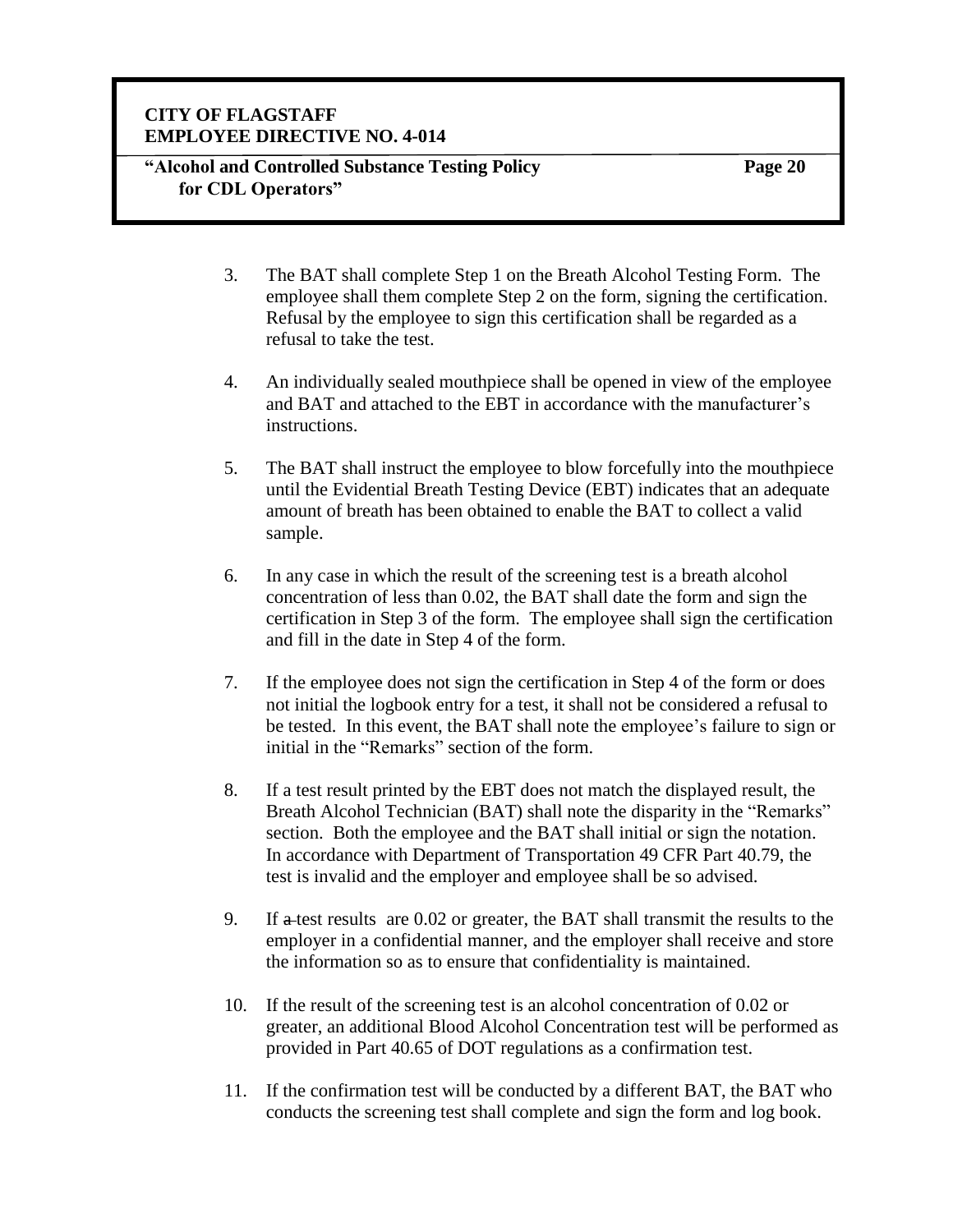3. The BAT shall complete Step 1 on the Breath Alcohol Testing Form. The employee shall them complete Step 2 on the form, signing the certification. Refusal by the employee to sign this certification shall be regarded as a refusal to take the test.

4. An individually sealed mouthpiece shall be opened in view of the employee and BAT and attached to the EBT in accordance with the manufacturer's instructions.

5. The BAT shall instruct the employee to blow forcefully into the mouthpiece until the Evidential Breath Testing Device (EBT) indicates that an adequate amount of breath has been obtained to enable the BAT to collect a valid sample.

6. In any case in which the result of the screening test is a breath alcohol concentration of less than 0.02, the BAT shall date the form and sign the certification in Step 3 of the form. The employee shall sign the certification and fill in the date in Step 4 of the form.

7. If the employee does not sign the certification in Step 4 of the form or does not initial the logbook entry for a test, it shall not be considered a refusal to be tested. In this event, the BAT shall note the employee's failure to sign or initial in the "Remarks" section of the form.

8. If a test result printed by the EBT does not match the displayed result, the Breath Alcohol Technician (BAT) shall note the disparity in the "Remarks" section. Both the employee and the BAT shall initial or sign the notation. In accordance with Department of Transportation 49 CFR Part 40.79, the test is invalid and the employer and employee shall be so advised.

9. If ~~a~~ test results are 0.02 or greater, the BAT shall transmit the results to the employer in a confidential manner, and the employer shall receive and store the information so as to ensure that confidentiality is maintained.

10. If the result of the screening test is an alcohol concentration of 0.02 or greater, an additional Blood Alcohol Concentration test will be performed as provided in Part 40.65 of DOT regulations as a confirmation test.

11. If the confirmation test will be conducted by a different BAT, the BAT who conducts the screening test shall complete and sign the form and log book.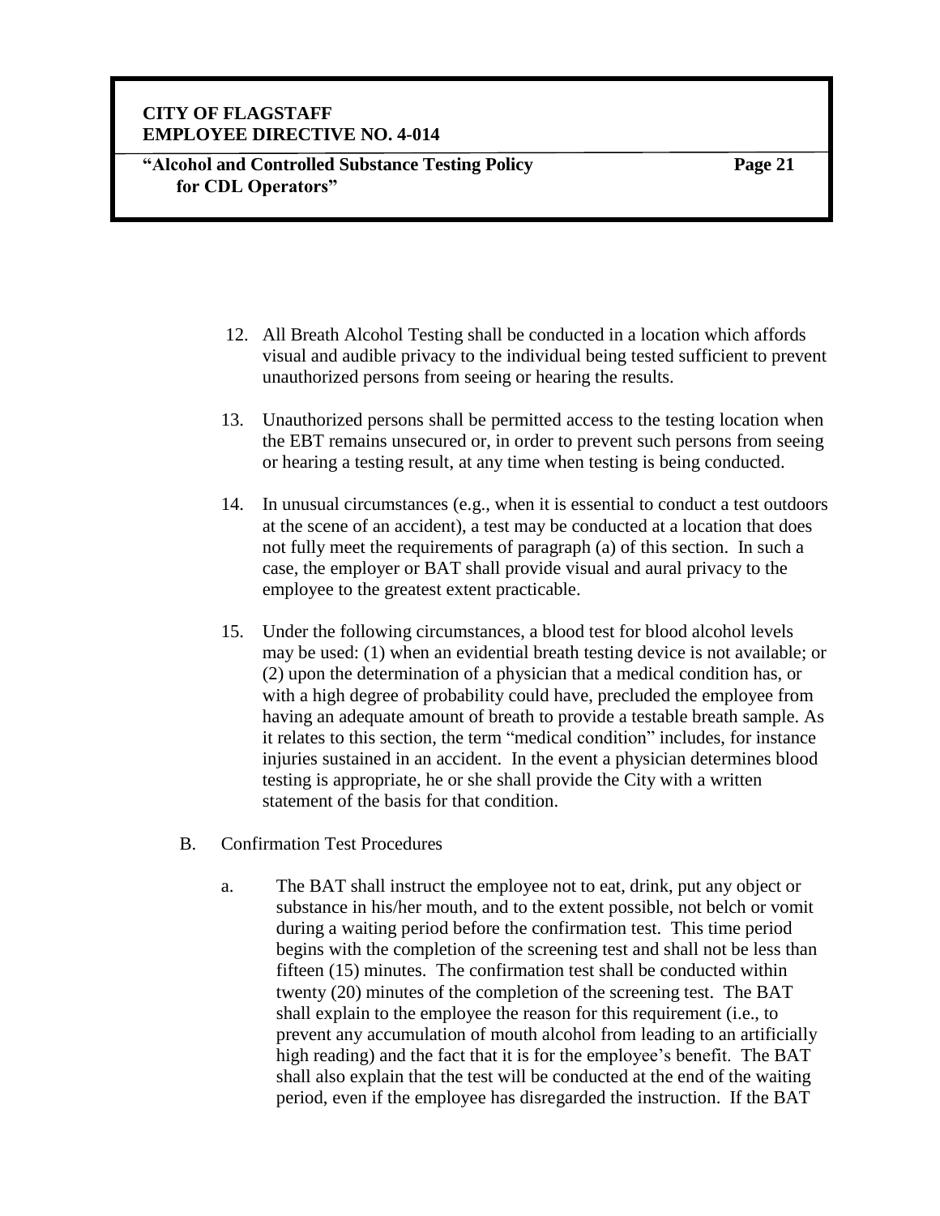12. All Breath Alcohol Testing shall be conducted in a location which affords visual and audible privacy to the individual being tested sufficient to prevent unauthorized persons from seeing or hearing the results.

13. Unauthorized persons shall be permitted access to the testing location when the EBT remains unsecured or, in order to prevent such persons from seeing or hearing a testing result, at any time when testing is being conducted.

14. In unusual circumstances (e.g., when it is essential to conduct a test outdoors at the scene of an accident), a test may be conducted at a location that does not fully meet the requirements of paragraph (a) of this section. In such a case, the employer or BAT shall provide visual and aural privacy to the employee to the greatest extent practicable.

15. Under the following circumstances, a blood test for blood alcohol levels may be used: (1) when an evidential breath testing device is not available; or (2) upon the determination of a physician that a medical condition has, or with a high degree of probability could have, precluded the employee from having an adequate amount of breath to provide a testable breath sample. As it relates to this section, the term "medical condition" includes, for instance injuries sustained in an accident. In the event a physician determines blood testing is appropriate, he or she shall provide the City with a written statement of the basis for that condition.

B. Confirmation Test Procedures

a. The BAT shall instruct the employee not to eat, drink, put any object or substance in his/her mouth, and to the extent possible, not belch or vomit during a waiting period before the confirmation test. This time period begins with the completion of the screening test and shall not be less than fifteen (15) minutes. The confirmation test shall be conducted within twenty (20) minutes of the completion of the screening test. The BAT shall explain to the employee the reason for this requirement (i.e., to prevent any accumulation of mouth alcohol from leading to an artificially high reading) and the fact that it is for the employee's benefit. The BAT shall also explain that the test will be conducted at the end of the waiting period, even if the employee has disregarded the instruction. If the BAT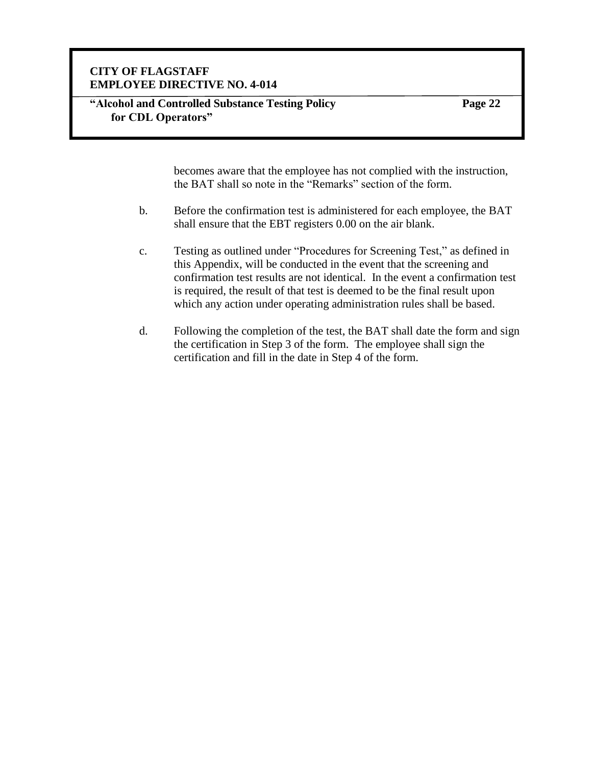becomes aware that the employee has not complied with the instruction, the BAT shall so note in the "Remarks" section of the form.

b. Before the confirmation test is administered for each employee, the BAT shall ensure that the EBT registers 0.00 on the air blank.

c. Testing as outlined under "Procedures for Screening Test," as defined in this Appendix, will be conducted in the event that the screening and confirmation test results are not identical. In the event a confirmation test is required, the result of that test is deemed to be the final result upon which any action under operating administration rules shall be based.

d. Following the completion of the test, the BAT shall date the form and sign the certification in Step 3 of the form. The employee shall sign the certification and fill in the date in Step 4 of the form.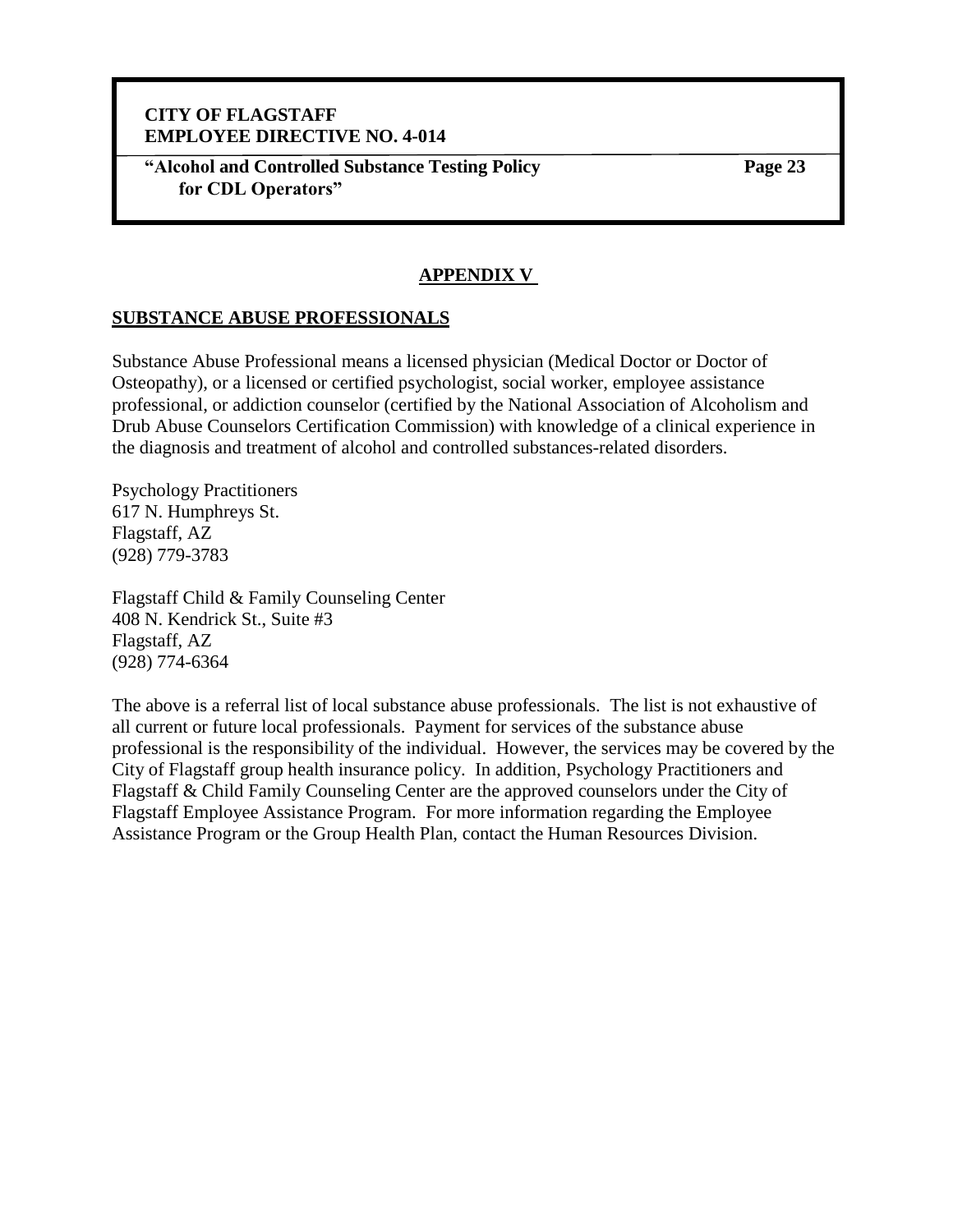## APPENDIX V

### SUBSTANCE ABUSE PROFESSIONALS

Substance Abuse Professional means a licensed physician (Medical Doctor or Doctor of Osteopathy), or a licensed or certified psychologist, social worker, employee assistance professional, or addiction counselor (certified by the National Association of Alcoholism and Drub Abuse Counselors Certification Commission) with knowledge of a clinical experience in the diagnosis and treatment of alcohol and controlled substances-related disorders.

Psychology Practitioners
617 N. Humphreys St.
Flagstaff, AZ
(928) 779-3783

Flagstaff Child & Family Counseling Center
408 N. Kendrick St., Suite #3
Flagstaff, AZ
(928) 774-6364

The above is a referral list of local substance abuse professionals. The list is not exhaustive of all current or future local professionals. Payment for services of the substance abuse professional is the responsibility of the individual. However, the services may be covered by the City of Flagstaff group health insurance policy. In addition, Psychology Practitioners and Flagstaff & Child Family Counseling Center are the approved counselors under the City of Flagstaff Employee Assistance Program. For more information regarding the Employee Assistance Program or the Group Health Plan, contact the Human Resources Division.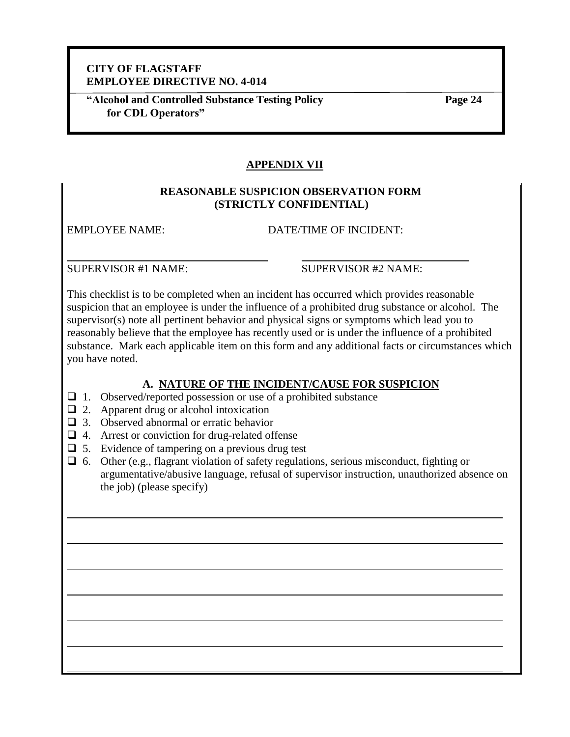## APPENDIX VII

### REASONABLE SUSPICION OBSERVATION FORM
### (STRICTLY CONFIDENTIAL)

EMPLOYEE NAME: DATE/TIME OF INCIDENT:

_______________________________ _______________________________

SUPERVISOR #1 NAME: SUPERVISOR #2 NAME:

This checklist is to be completed when an incident has occurred which provides reasonable suspicion that an employee is under the influence of a prohibited drug substance or alcohol. The supervisor(s) note all pertinent behavior and physical signs or symptoms which lead you to reasonably believe that the employee has recently used or is under the influence of a prohibited substance. Mark each applicable item on this form and any additional facts or circumstances which you have noted.

### A. NATURE OF THE INCIDENT/CAUSE FOR SUSPICION

- ☐ 1. Observed/reported possession or use of a prohibited substance
- ☐ 2. Apparent drug or alcohol intoxication
- ☐ 3. Observed abnormal or erratic behavior
- ☐ 4. Arrest or conviction for drug-related offense
- ☐ 5. Evidence of tampering on a previous drug test
- ☐ 6. Other (e.g., flagrant violation of safety regulations, serious misconduct, fighting or argumentative/abusive language, refusal of supervisor instruction, unauthorized absence on the job) (please specify)

_______________________________________________________________________________

_______________________________________________________________________________

_______________________________________________________________________________

_______________________________________________________________________________

_______________________________________________________________________________

_______________________________________________________________________________

_______________________________________________________________________________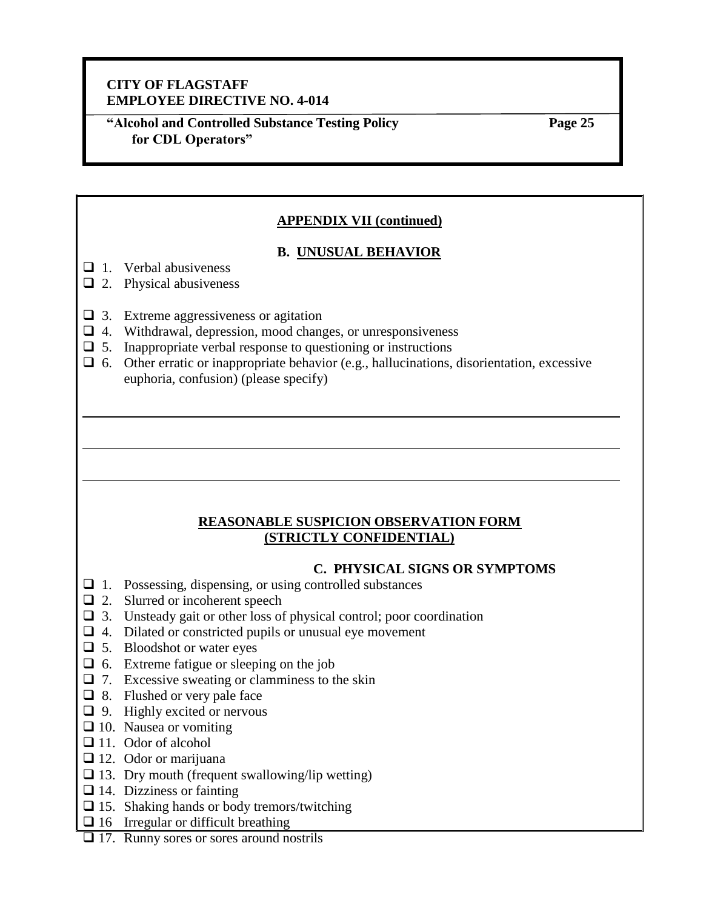## APPENDIX VII (continued)

### B. UNUSUAL BEHAVIOR

- ❑ 1. Verbal abusiveness
- ❑ 2. Physical abusiveness
- ❑ 3. Extreme aggressiveness or agitation
- ❑ 4. Withdrawal, depression, mood changes, or unresponsiveness
- ❑ 5. Inappropriate verbal response to questioning or instructions
- ❑ 6. Other erratic or inappropriate behavior (e.g., hallucinations, disorientation, excessive euphoria, confusion) (please specify)

_______________________________________________________________________________

_______________________________________________________________________________

_______________________________________________________________________________

## REASONABLE SUSPICION OBSERVATION FORM (STRICTLY CONFIDENTIAL)

### C. PHYSICAL SIGNS OR SYMPTOMS

- ❑ 1. Possessing, dispensing, or using controlled substances
- ❑ 2. Slurred or incoherent speech
- ❑ 3. Unsteady gait or other loss of physical control; poor coordination
- ❑ 4. Dilated or constricted pupils or unusual eye movement
- ❑ 5. Bloodshot or water eyes
- ❑ 6. Extreme fatigue or sleeping on the job
- ❑ 7. Excessive sweating or clamminess to the skin
- ❑ 8. Flushed or very pale face
- ❑ 9. Highly excited or nervous
- ❑ 10. Nausea or vomiting
- ❑ 11. Odor of alcohol
- ❑ 12. Odor or marijuana
- ❑ 13. Dry mouth (frequent swallowing/lip wetting)
- ❑ 14. Dizziness or fainting
- ❑ 15. Shaking hands or body tremors/twitching
- ❑ 16 Irregular or difficult breathing
- ❑ 17. Runny sores or sores around nostrils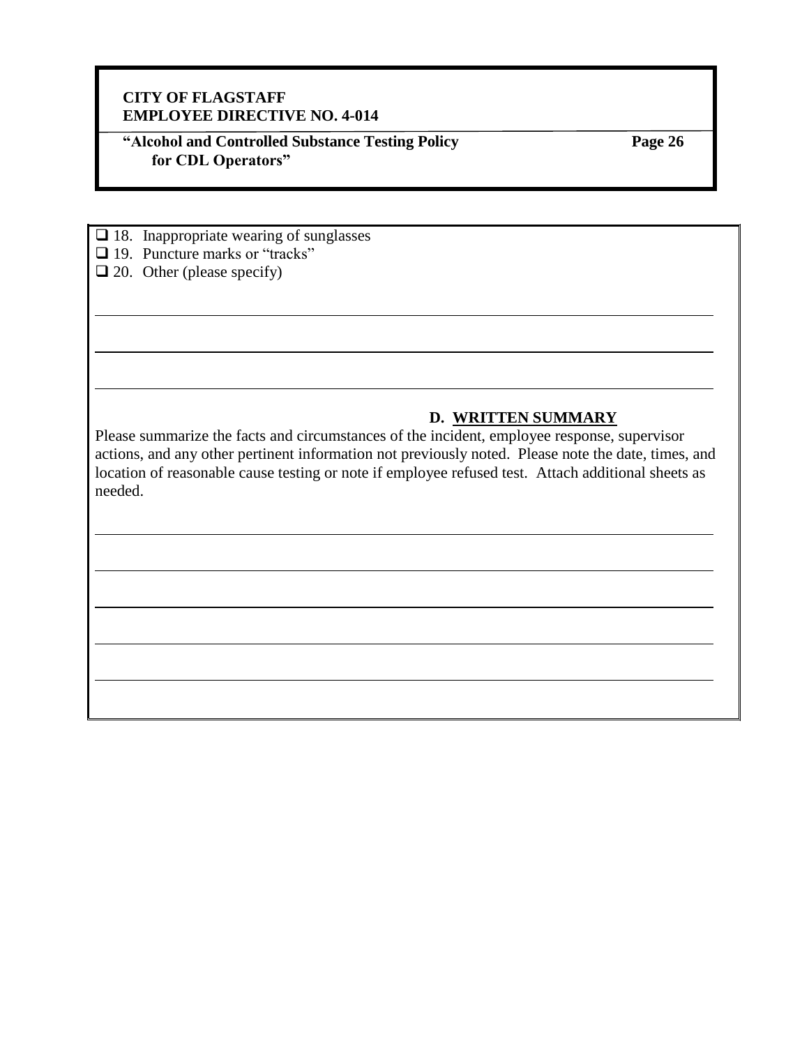- ☐ 18. Inappropriate wearing of sunglasses
- ☐ 19. Puncture marks or "tracks"
- ☐ 20. Other (please specify)

______________________________________________________________________________

______________________________________________________________________________

______________________________________________________________________________

## D. WRITTEN SUMMARY

Please summarize the facts and circumstances of the incident, employee response, supervisor actions, and any other pertinent information not previously noted. Please note the date, times, and location of reasonable cause testing or note if employee refused test. Attach additional sheets as needed.

______________________________________________________________________________

______________________________________________________________________________

______________________________________________________________________________

______________________________________________________________________________

______________________________________________________________________________